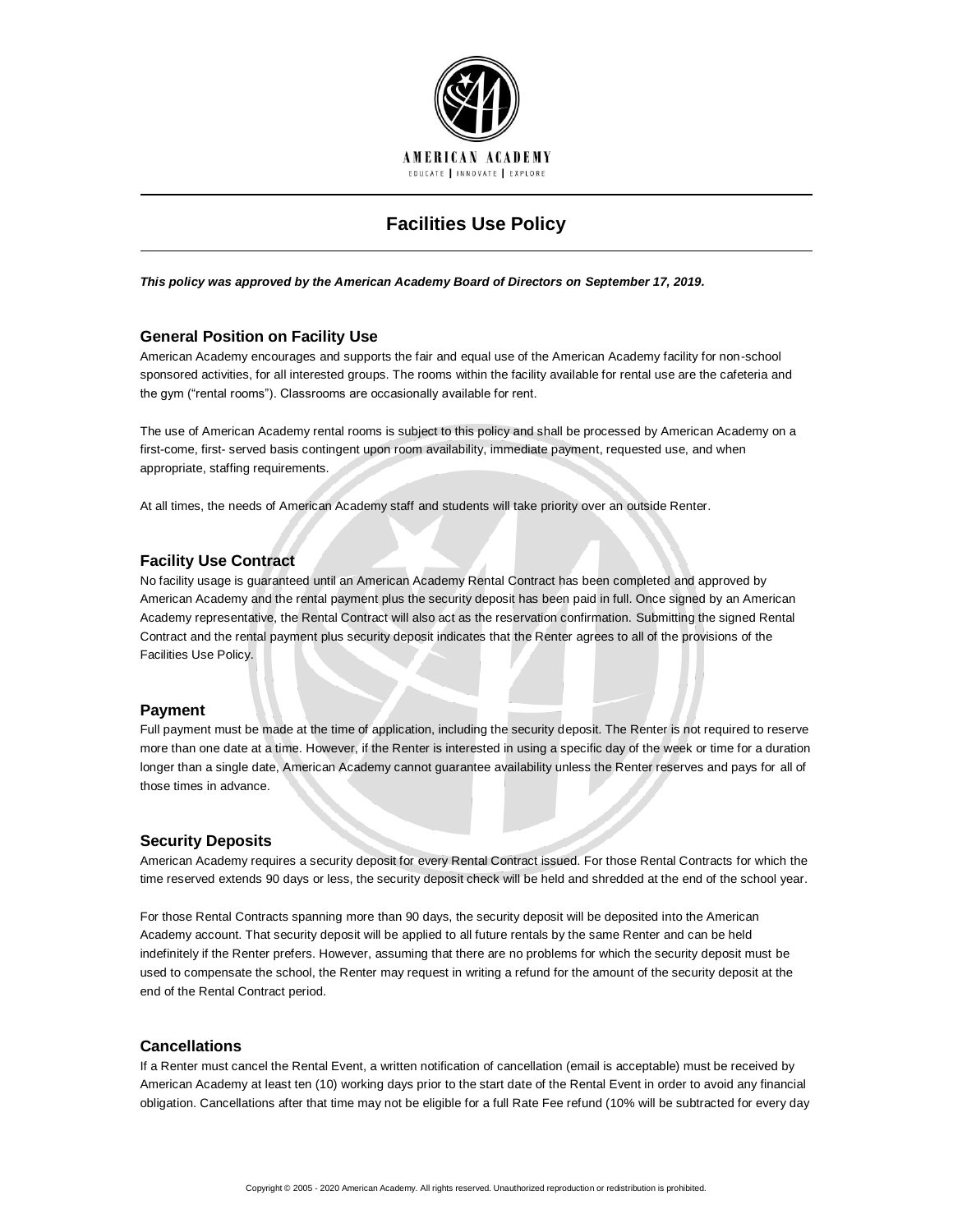AMERICAN ACADEMY

EDUCATE | INNOVATE | EXPLORE

# Facilities Use Policy

***This policy was approved by the American Academy Board of Directors on September 17, 2019.***

## General Position on Facility Use

American Academy encourages and supports the fair and equal use of the American Academy facility for non-school sponsored activities, for all interested groups. The rooms within the facility available for rental use are the cafeteria and the gym ("rental rooms"). Classrooms are occasionally available for rent.

The use of American Academy rental rooms is subject to this policy and shall be processed by American Academy on a first-come, first- served basis contingent upon room availability, immediate payment, requested use, and when appropriate, staffing requirements.

At all times, the needs of American Academy staff and students will take priority over an outside Renter.

## Facility Use Contract

No facility usage is guaranteed until an American Academy Rental Contract has been completed and approved by American Academy and the rental payment plus the security deposit has been paid in full. Once signed by an American Academy representative, the Rental Contract will also act as the reservation confirmation. Submitting the signed Rental Contract and the rental payment plus security deposit indicates that the Renter agrees to all of the provisions of the Facilities Use Policy.

## Payment

Full payment must be made at the time of application, including the security deposit. The Renter is not required to reserve more than one date at a time. However, if the Renter is interested in using a specific day of the week or time for a duration longer than a single date, American Academy cannot guarantee availability unless the Renter reserves and pays for all of those times in advance.

## Security Deposits

American Academy requires a security deposit for every Rental Contract issued. For those Rental Contracts for which the time reserved extends 90 days or less, the security deposit check will be held and shredded at the end of the school year.

For those Rental Contracts spanning more than 90 days, the security deposit will be deposited into the American Academy account. That security deposit will be applied to all future rentals by the same Renter and can be held indefinitely if the Renter prefers. However, assuming that there are no problems for which the security deposit must be used to compensate the school, the Renter may request in writing a refund for the amount of the security deposit at the end of the Rental Contract period.

## Cancellations

If a Renter must cancel the Rental Event, a written notification of cancellation (email is acceptable) must be received by American Academy at least ten (10) working days prior to the start date of the Rental Event in order to avoid any financial obligation. Cancellations after that time may not be eligible for a full Rate Fee refund (10% will be subtracted for every day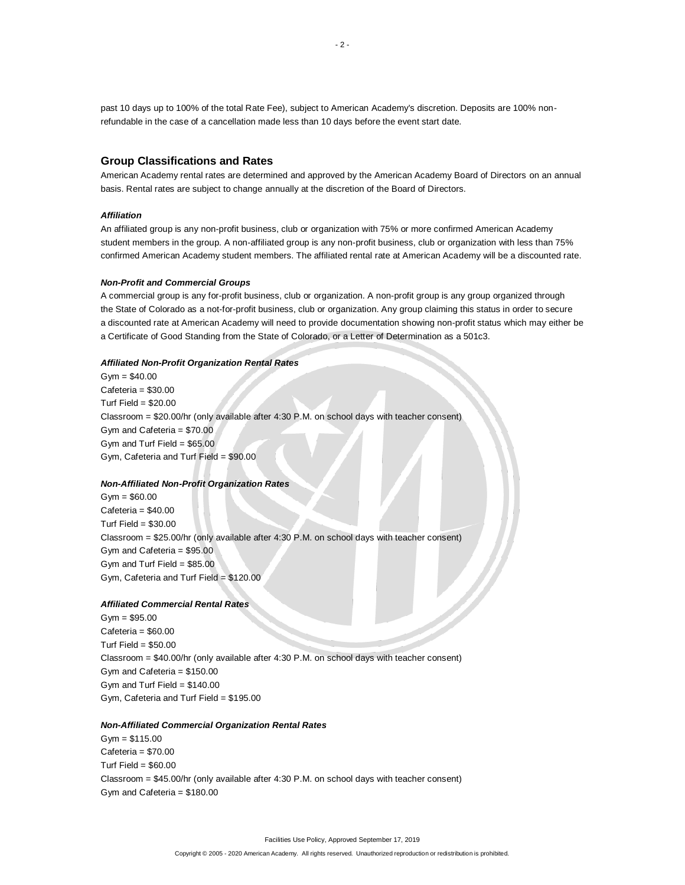past 10 days up to 100% of the total Rate Fee), subject to American Academy's discretion. Deposits are 100% non-refundable in the case of a cancellation made less than 10 days before the event start date.

## Group Classifications and Rates

American Academy rental rates are determined and approved by the American Academy Board of Directors on an annual basis. Rental rates are subject to change annually at the discretion of the Board of Directors.

### *Affiliation*

An affiliated group is any non-profit business, club or organization with 75% or more confirmed American Academy student members in the group. A non-affiliated group is any non-profit business, club or organization with less than 75% confirmed American Academy student members. The affiliated rental rate at American Academy will be a discounted rate.

### *Non-Profit and Commercial Groups*

A commercial group is any for-profit business, club or organization. A non-profit group is any group organized through the State of Colorado as a not-for-profit business, club or organization. Any group claiming this status in order to secure a discounted rate at American Academy will need to provide documentation showing non-profit status which may either be a Certificate of Good Standing from the State of Colorado, or a Letter of Determination as a 501c3.

### *Affiliated Non-Profit Organization Rental Rates*

Gym = $40.00
Cafeteria = $30.00
Turf Field = $20.00
Classroom = $20.00/hr (only available after 4:30 P.M. on school days with teacher consent)
Gym and Cafeteria = $70.00
Gym and Turf Field = $65.00
Gym, Cafeteria and Turf Field = $90.00

### *Non-Affiliated Non-Profit Organization Rates*

Gym = $60.00
Cafeteria = $40.00
Turf Field = $30.00
Classroom = $25.00/hr (only available after 4:30 P.M. on school days with teacher consent)
Gym and Cafeteria = $95.00
Gym and Turf Field = $85.00
Gym, Cafeteria and Turf Field = $120.00

### *Affiliated Commercial Rental Rates*

Gym = $95.00
Cafeteria = $60.00
Turf Field = $50.00
Classroom = $40.00/hr (only available after 4:30 P.M. on school days with teacher consent)
Gym and Cafeteria = $150.00
Gym and Turf Field = $140.00
Gym, Cafeteria and Turf Field = $195.00

### *Non-Affiliated Commercial Organization Rental Rates*

Gym = $115.00
Cafeteria = $70.00
Turf Field = $60.00
Classroom = $45.00/hr (only available after 4:30 P.M. on school days with teacher consent)
Gym and Cafeteria = $180.00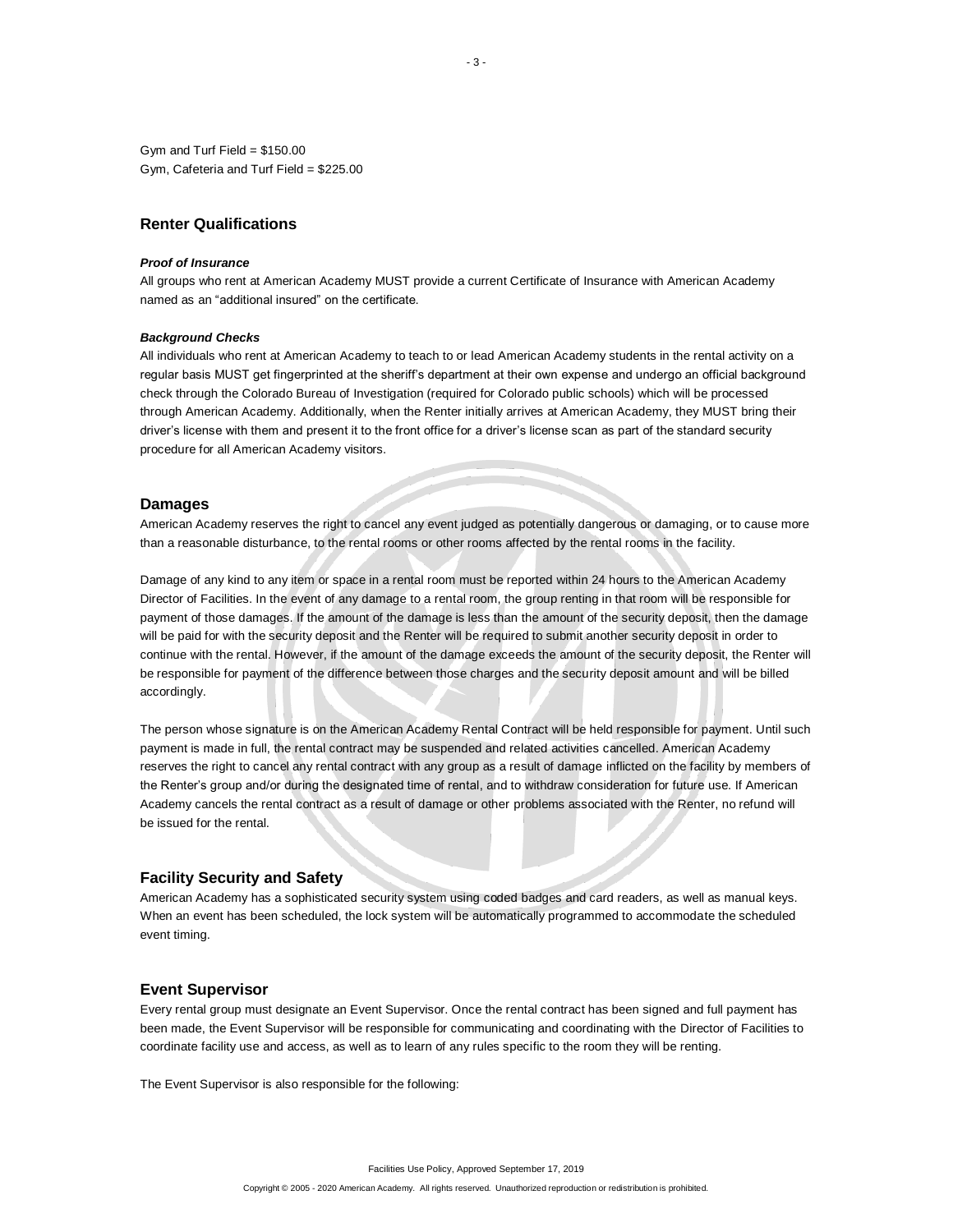Gym and Turf Field = $150.00
Gym, Cafeteria and Turf Field = $225.00

## Renter Qualifications

***Proof of Insurance***

All groups who rent at American Academy MUST provide a current Certificate of Insurance with American Academy named as an "additional insured" on the certificate.

***Background Checks***

All individuals who rent at American Academy to teach to or lead American Academy students in the rental activity on a regular basis MUST get fingerprinted at the sheriff's department at their own expense and undergo an official background check through the Colorado Bureau of Investigation (required for Colorado public schools) which will be processed through American Academy. Additionally, when the Renter initially arrives at American Academy, they MUST bring their driver's license with them and present it to the front office for a driver's license scan as part of the standard security procedure for all American Academy visitors.

## Damages

American Academy reserves the right to cancel any event judged as potentially dangerous or damaging, or to cause more than a reasonable disturbance, to the rental rooms or other rooms affected by the rental rooms in the facility.

Damage of any kind to any item or space in a rental room must be reported within 24 hours to the American Academy Director of Facilities. In the event of any damage to a rental room, the group renting in that room will be responsible for payment of those damages. If the amount of the damage is less than the amount of the security deposit, then the damage will be paid for with the security deposit and the Renter will be required to submit another security deposit in order to continue with the rental. However, if the amount of the damage exceeds the amount of the security deposit, the Renter will be responsible for payment of the difference between those charges and the security deposit amount and will be billed accordingly.

The person whose signature is on the American Academy Rental Contract will be held responsible for payment. Until such payment is made in full, the rental contract may be suspended and related activities cancelled. American Academy reserves the right to cancel any rental contract with any group as a result of damage inflicted on the facility by members of the Renter's group and/or during the designated time of rental, and to withdraw consideration for future use. If American Academy cancels the rental contract as a result of damage or other problems associated with the Renter, no refund will be issued for the rental.

## Facility Security and Safety

American Academy has a sophisticated security system using coded badges and card readers, as well as manual keys. When an event has been scheduled, the lock system will be automatically programmed to accommodate the scheduled event timing.

## Event Supervisor

Every rental group must designate an Event Supervisor. Once the rental contract has been signed and full payment has been made, the Event Supervisor will be responsible for communicating and coordinating with the Director of Facilities to coordinate facility use and access, as well as to learn of any rules specific to the room they will be renting.

The Event Supervisor is also responsible for the following: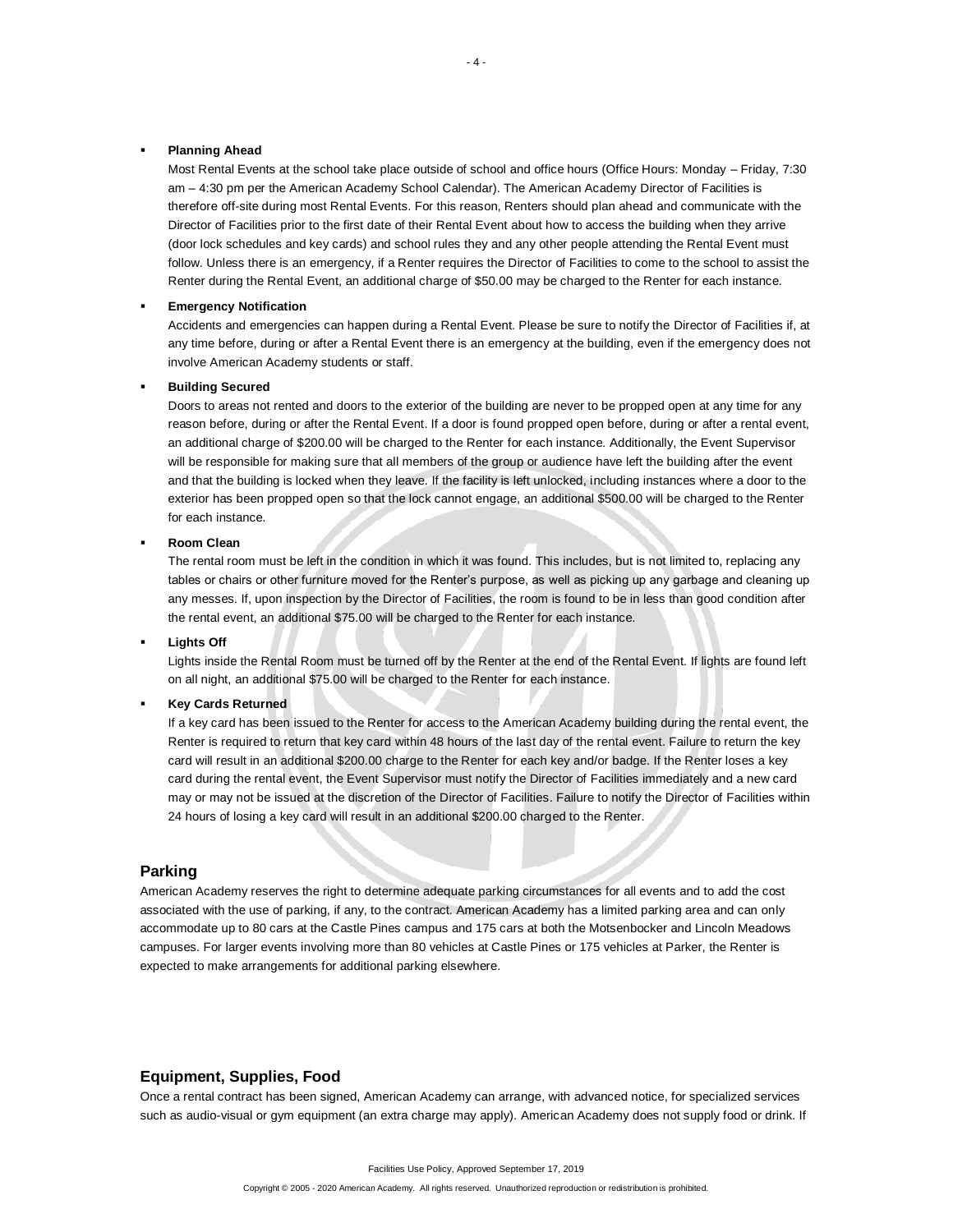- **Planning Ahead**

  Most Rental Events at the school take place outside of school and office hours (Office Hours: Monday – Friday, 7:30 am – 4:30 pm per the American Academy School Calendar). The American Academy Director of Facilities is therefore off-site during most Rental Events. For this reason, Renters should plan ahead and communicate with the Director of Facilities prior to the first date of their Rental Event about how to access the building when they arrive (door lock schedules and key cards) and school rules they and any other people attending the Rental Event must follow. Unless there is an emergency, if a Renter requires the Director of Facilities to come to the school to assist the Renter during the Rental Event, an additional charge of $50.00 may be charged to the Renter for each instance.

- **Emergency Notification**

  Accidents and emergencies can happen during a Rental Event. Please be sure to notify the Director of Facilities if, at any time before, during or after a Rental Event there is an emergency at the building, even if the emergency does not involve American Academy students or staff.

- **Building Secured**

  Doors to areas not rented and doors to the exterior of the building are never to be propped open at any time for any reason before, during or after the Rental Event. If a door is found propped open before, during or after a rental event, an additional charge of $200.00 will be charged to the Renter for each instance. Additionally, the Event Supervisor will be responsible for making sure that all members of the group or audience have left the building after the event and that the building is locked when they leave. If the facility is left unlocked, including instances where a door to the exterior has been propped open so that the lock cannot engage, an additional $500.00 will be charged to the Renter for each instance.

- **Room Clean**

  The rental room must be left in the condition in which it was found. This includes, but is not limited to, replacing any tables or chairs or other furniture moved for the Renter's purpose, as well as picking up any garbage and cleaning up any messes. If, upon inspection by the Director of Facilities, the room is found to be in less than good condition after the rental event, an additional $75.00 will be charged to the Renter for each instance.

- **Lights Off**

  Lights inside the Rental Room must be turned off by the Renter at the end of the Rental Event. If lights are found left on all night, an additional $75.00 will be charged to the Renter for each instance.

- **Key Cards Returned**

  If a key card has been issued to the Renter for access to the American Academy building during the rental event, the Renter is required to return that key card within 48 hours of the last day of the rental event. Failure to return the key card will result in an additional $200.00 charge to the Renter for each key and/or badge. If the Renter loses a key card during the rental event, the Event Supervisor must notify the Director of Facilities immediately and a new card may or may not be issued at the discretion of the Director of Facilities. Failure to notify the Director of Facilities within 24 hours of losing a key card will result in an additional $200.00 charged to the Renter.

## Parking

American Academy reserves the right to determine adequate parking circumstances for all events and to add the cost associated with the use of parking, if any, to the contract. American Academy has a limited parking area and can only accommodate up to 80 cars at the Castle Pines campus and 175 cars at both the Motsenbocker and Lincoln Meadows campuses. For larger events involving more than 80 vehicles at Castle Pines or 175 vehicles at Parker, the Renter is expected to make arrangements for additional parking elsewhere.

## Equipment, Supplies, Food

Once a rental contract has been signed, American Academy can arrange, with advanced notice, for specialized services such as audio-visual or gym equipment (an extra charge may apply). American Academy does not supply food or drink. If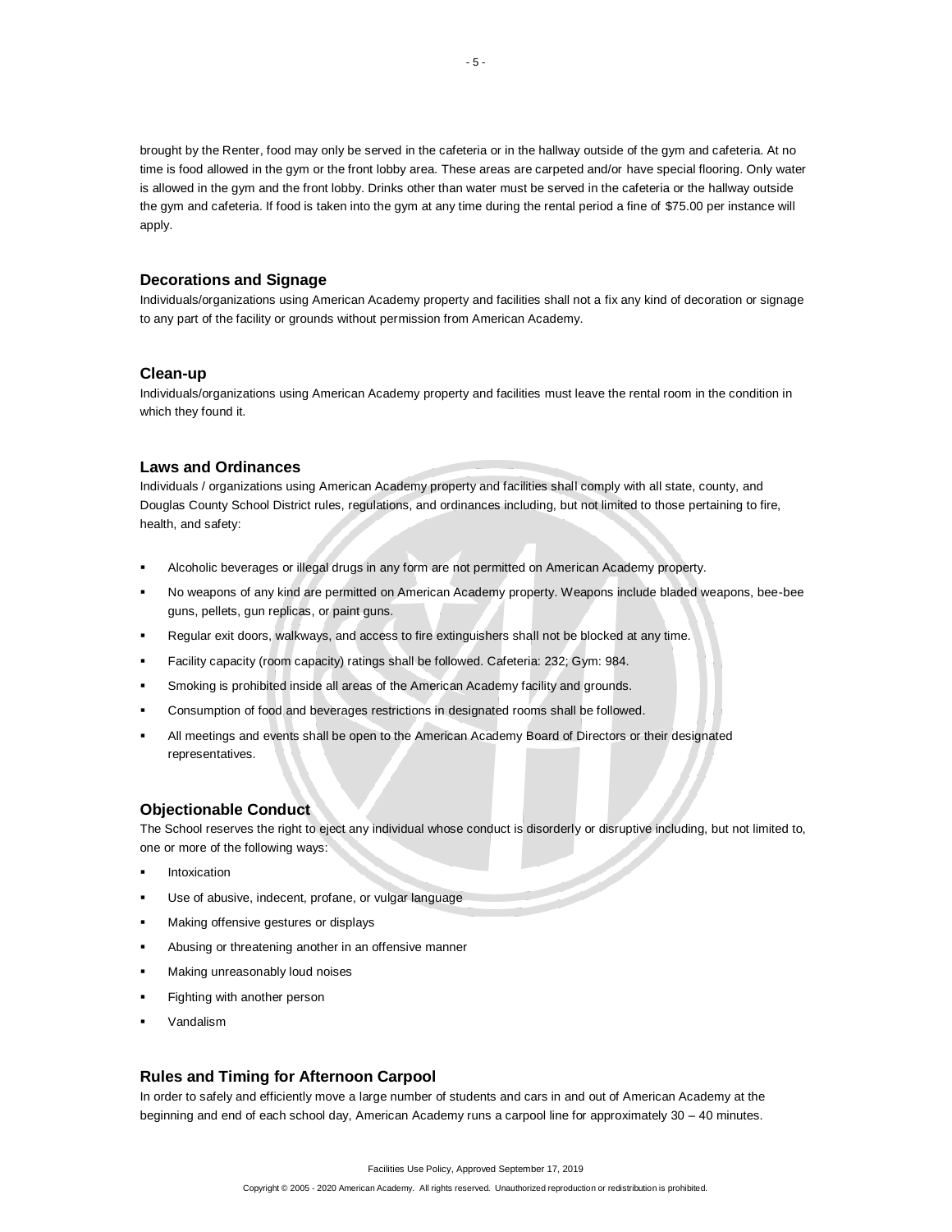brought by the Renter, food may only be served in the cafeteria or in the hallway outside of the gym and cafeteria. At no time is food allowed in the gym or the front lobby area. These areas are carpeted and/or have special flooring. Only water is allowed in the gym and the front lobby. Drinks other than water must be served in the cafeteria or the hallway outside the gym and cafeteria. If food is taken into the gym at any time during the rental period a fine of $75.00 per instance will apply.

### Decorations and Signage

Individuals/organizations using American Academy property and facilities shall not a fix any kind of decoration or signage to any part of the facility or grounds without permission from American Academy.

### Clean-up

Individuals/organizations using American Academy property and facilities must leave the rental room in the condition in which they found it.

### Laws and Ordinances

Individuals / organizations using American Academy property and facilities shall comply with all state, county, and Douglas County School District rules, regulations, and ordinances including, but not limited to those pertaining to fire, health, and safety:

- Alcoholic beverages or illegal drugs in any form are not permitted on American Academy property.
- No weapons of any kind are permitted on American Academy property. Weapons include bladed weapons, bee-bee guns, pellets, gun replicas, or paint guns.
- Regular exit doors, walkways, and access to fire extinguishers shall not be blocked at any time.
- Facility capacity (room capacity) ratings shall be followed. Cafeteria: 232; Gym: 984.
- Smoking is prohibited inside all areas of the American Academy facility and grounds.
- Consumption of food and beverages restrictions in designated rooms shall be followed.
- All meetings and events shall be open to the American Academy Board of Directors or their designated representatives.

### Objectionable Conduct

The School reserves the right to eject any individual whose conduct is disorderly or disruptive including, but not limited to, one or more of the following ways:

- Intoxication
- Use of abusive, indecent, profane, or vulgar language
- Making offensive gestures or displays
- Abusing or threatening another in an offensive manner
- Making unreasonably loud noises
- Fighting with another person
- Vandalism

### Rules and Timing for Afternoon Carpool

In order to safely and efficiently move a large number of students and cars in and out of American Academy at the beginning and end of each school day, American Academy runs a carpool line for approximately 30 – 40 minutes.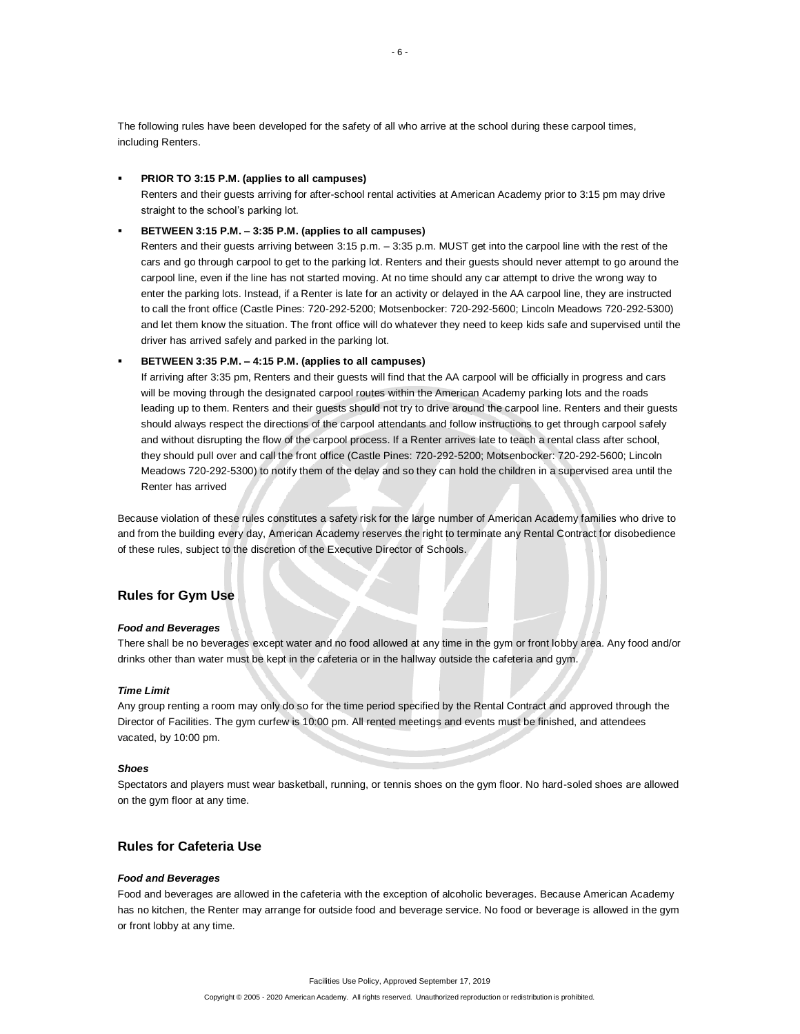The following rules have been developed for the safety of all who arrive at the school during these carpool times, including Renters.

- **PRIOR TO 3:15 P.M. (applies to all campuses)**
  Renters and their guests arriving for after-school rental activities at American Academy prior to 3:15 pm may drive straight to the school's parking lot.

- **BETWEEN 3:15 P.M. – 3:35 P.M. (applies to all campuses)**
  Renters and their guests arriving between 3:15 p.m. – 3:35 p.m. MUST get into the carpool line with the rest of the cars and go through carpool to get to the parking lot. Renters and their guests should never attempt to go around the carpool line, even if the line has not started moving. At no time should any car attempt to drive the wrong way to enter the parking lots. Instead, if a Renter is late for an activity or delayed in the AA carpool line, they are instructed to call the front office (Castle Pines: 720-292-5200; Motsenbocker: 720-292-5600; Lincoln Meadows 720-292-5300) and let them know the situation. The front office will do whatever they need to keep kids safe and supervised until the driver has arrived safely and parked in the parking lot.

- **BETWEEN 3:35 P.M. – 4:15 P.M. (applies to all campuses)**
  If arriving after 3:35 pm, Renters and their guests will find that the AA carpool will be officially in progress and cars will be moving through the designated carpool routes within the American Academy parking lots and the roads leading up to them. Renters and their guests should not try to drive around the carpool line. Renters and their guests should always respect the directions of the carpool attendants and follow instructions to get through carpool safely and without disrupting the flow of the carpool process. If a Renter arrives late to teach a rental class after school, they should pull over and call the front office (Castle Pines: 720-292-5200; Motsenbocker: 720-292-5600; Lincoln Meadows 720-292-5300) to notify them of the delay and so they can hold the children in a supervised area until the Renter has arrived

Because violation of these rules constitutes a safety risk for the large number of American Academy families who drive to and from the building every day, American Academy reserves the right to terminate any Rental Contract for disobedience of these rules, subject to the discretion of the Executive Director of Schools.

## Rules for Gym Use

#### *Food and Beverages*

There shall be no beverages except water and no food allowed at any time in the gym or front lobby area. Any food and/or drinks other than water must be kept in the cafeteria or in the hallway outside the cafeteria and gym.

#### *Time Limit*

Any group renting a room may only do so for the time period specified by the Rental Contract and approved through the Director of Facilities. The gym curfew is 10:00 pm. All rented meetings and events must be finished, and attendees vacated, by 10:00 pm.

#### *Shoes*

Spectators and players must wear basketball, running, or tennis shoes on the gym floor. No hard-soled shoes are allowed on the gym floor at any time.

## Rules for Cafeteria Use

#### *Food and Beverages*

Food and beverages are allowed in the cafeteria with the exception of alcoholic beverages. Because American Academy has no kitchen, the Renter may arrange for outside food and beverage service. No food or beverage is allowed in the gym or front lobby at any time.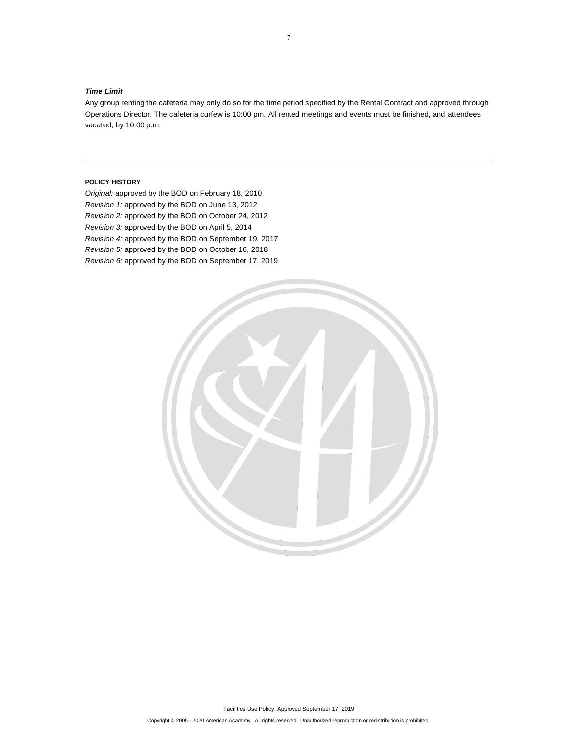***Time Limit***

Any group renting the cafeteria may only do so for the time period specified by the Rental Contract and approved through Operations Director. The cafeteria curfew is 10:00 pm. All rented meetings and events must be finished, and attendees vacated, by 10:00 p.m.

---

**POLICY HISTORY**

*Original:* approved by the BOD on February 18, 2010
*Revision 1:* approved by the BOD on June 13, 2012
*Revision 2:* approved by the BOD on October 24, 2012
*Revision 3:* approved by the BOD on April 5, 2014
*Revision 4:* approved by the BOD on September 19, 2017
*Revision 5:* approved by the BOD on October 16, 2018
*Revision 6:* approved by the BOD on September 17, 2019